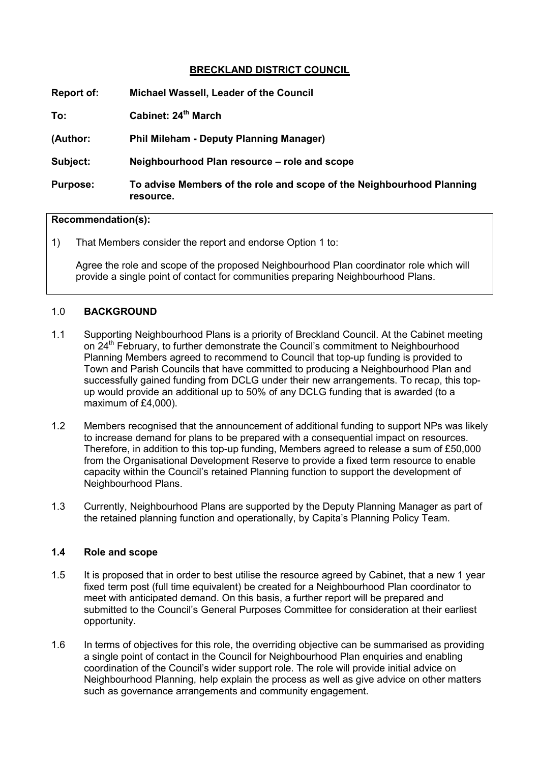# BRECKLAND DISTRICT COUNCIL

**Report of:** **Michael Wassell, Leader of the Council**

**To:** **Cabinet: 24th March**

**(Author:** **Phil Mileham - Deputy Planning Manager)**

**Subject:** **Neighbourhood Plan resource – role and scope**

**Purpose:** **To advise Members of the role and scope of the Neighbourhood Planning resource.**

**Recommendation(s):**

1) That Members consider the report and endorse Option 1 to:

Agree the role and scope of the proposed Neighbourhood Plan coordinator role which will provide a single point of contact for communities preparing Neighbourhood Plans.

## 1.0 BACKGROUND

1.1 Supporting Neighbourhood Plans is a priority of Breckland Council. At the Cabinet meeting on 24th February, to further demonstrate the Council's commitment to Neighbourhood Planning Members agreed to recommend to Council that top-up funding is provided to Town and Parish Councils that have committed to producing a Neighbourhood Plan and successfully gained funding from DCLG under their new arrangements. To recap, this top-up would provide an additional up to 50% of any DCLG funding that is awarded (to a maximum of £4,000).

1.2 Members recognised that the announcement of additional funding to support NPs was likely to increase demand for plans to be prepared with a consequential impact on resources. Therefore, in addition to this top-up funding, Members agreed to release a sum of £50,000 from the Organisational Development Reserve to provide a fixed term resource to enable capacity within the Council's retained Planning function to support the development of Neighbourhood Plans.

1.3 Currently, Neighbourhood Plans are supported by the Deputy Planning Manager as part of the retained planning function and operationally, by Capita's Planning Policy Team.

### 1.4 Role and scope

1.5 It is proposed that in order to best utilise the resource agreed by Cabinet, that a new 1 year fixed term post (full time equivalent) be created for a Neighbourhood Plan coordinator to meet with anticipated demand. On this basis, a further report will be prepared and submitted to the Council's General Purposes Committee for consideration at their earliest opportunity.

1.6 In terms of objectives for this role, the overriding objective can be summarised as providing a single point of contact in the Council for Neighbourhood Plan enquiries and enabling coordination of the Council's wider support role. The role will provide initial advice on Neighbourhood Planning, help explain the process as well as give advice on other matters such as governance arrangements and community engagement.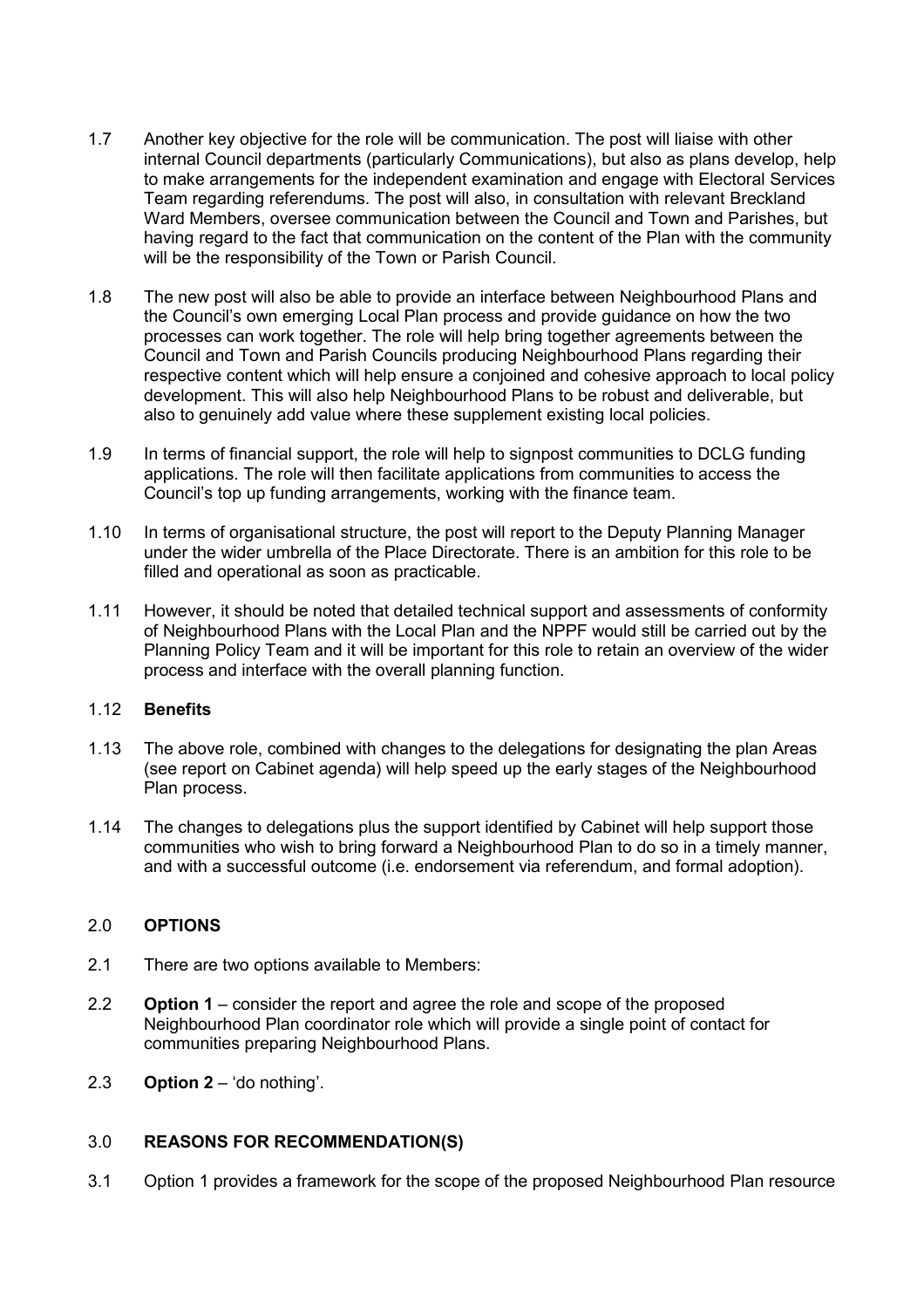1.7 Another key objective for the role will be communication. The post will liaise with other internal Council departments (particularly Communications), but also as plans develop, help to make arrangements for the independent examination and engage with Electoral Services Team regarding referendums. The post will also, in consultation with relevant Breckland Ward Members, oversee communication between the Council and Town and Parishes, but having regard to the fact that communication on the content of the Plan with the community will be the responsibility of the Town or Parish Council.

1.8 The new post will also be able to provide an interface between Neighbourhood Plans and the Council's own emerging Local Plan process and provide guidance on how the two processes can work together. The role will help bring together agreements between the Council and Town and Parish Councils producing Neighbourhood Plans regarding their respective content which will help ensure a conjoined and cohesive approach to local policy development. This will also help Neighbourhood Plans to be robust and deliverable, but also to genuinely add value where these supplement existing local policies.

1.9 In terms of financial support, the role will help to signpost communities to DCLG funding applications. The role will then facilitate applications from communities to access the Council's top up funding arrangements, working with the finance team.

1.10 In terms of organisational structure, the post will report to the Deputy Planning Manager under the wider umbrella of the Place Directorate. There is an ambition for this role to be filled and operational as soon as practicable.

1.11 However, it should be noted that detailed technical support and assessments of conformity of Neighbourhood Plans with the Local Plan and the NPPF would still be carried out by the Planning Policy Team and it will be important for this role to retain an overview of the wider process and interface with the overall planning function.

1.12 **Benefits**

1.13 The above role, combined with changes to the delegations for designating the plan Areas (see report on Cabinet agenda) will help speed up the early stages of the Neighbourhood Plan process.

1.14 The changes to delegations plus the support identified by Cabinet will help support those communities who wish to bring forward a Neighbourhood Plan to do so in a timely manner, and with a successful outcome (i.e. endorsement via referendum, and formal adoption).

## 2.0 OPTIONS

2.1 There are two options available to Members:

2.2 **Option 1** – consider the report and agree the role and scope of the proposed Neighbourhood Plan coordinator role which will provide a single point of contact for communities preparing Neighbourhood Plans.

2.3 **Option 2** – 'do nothing'.

## 3.0 REASONS FOR RECOMMENDATION(S)

3.1 Option 1 provides a framework for the scope of the proposed Neighbourhood Plan resource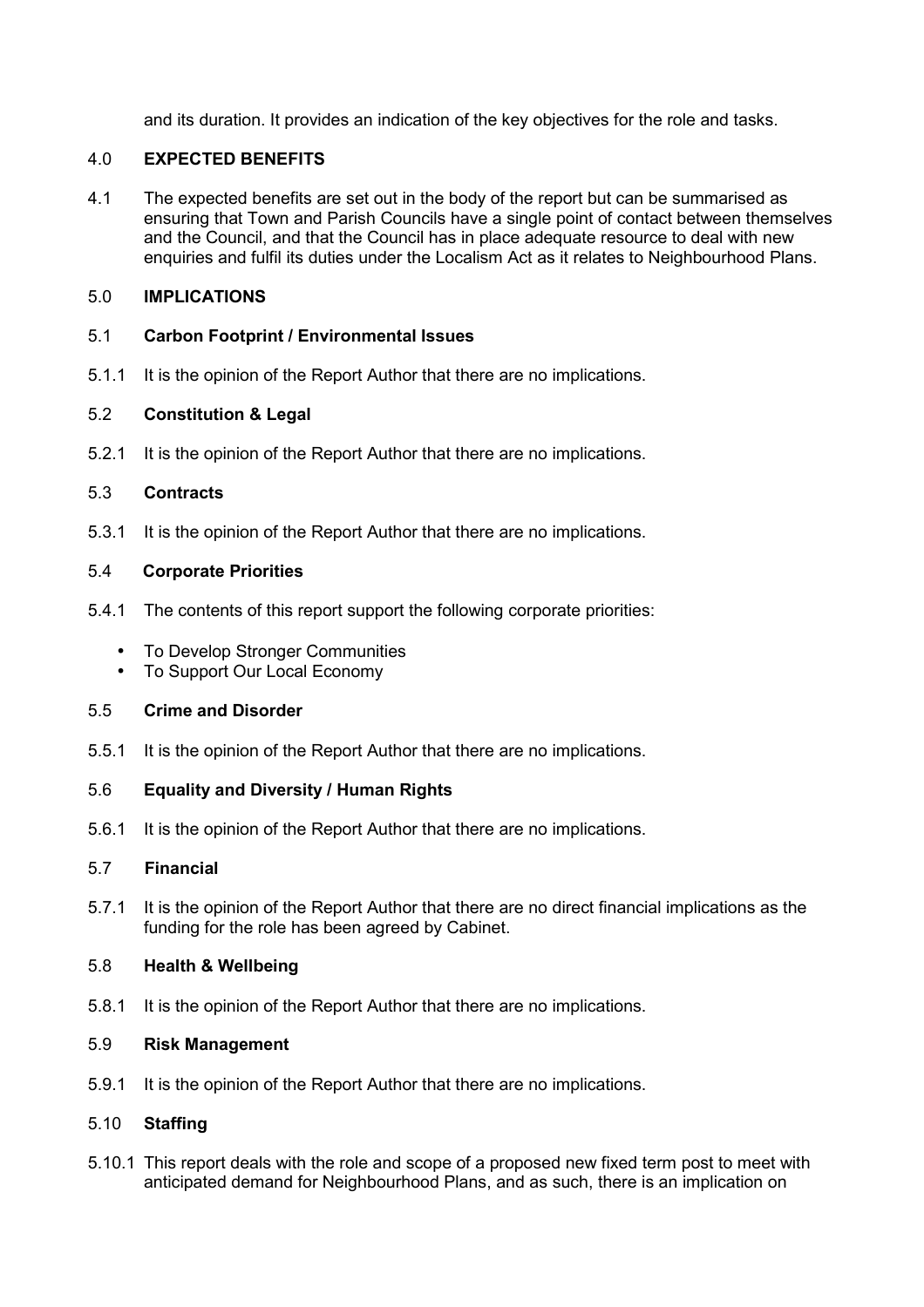and its duration. It provides an indication of the key objectives for the role and tasks.

## 4.0 EXPECTED BENEFITS

4.1 The expected benefits are set out in the body of the report but can be summarised as ensuring that Town and Parish Councils have a single point of contact between themselves and the Council, and that the Council has in place adequate resource to deal with new enquiries and fulfil its duties under the Localism Act as it relates to Neighbourhood Plans.

## 5.0 IMPLICATIONS

### 5.1 Carbon Footprint / Environmental Issues

5.1.1 It is the opinion of the Report Author that there are no implications.

### 5.2 Constitution & Legal

5.2.1 It is the opinion of the Report Author that there are no implications.

### 5.3 Contracts

5.3.1 It is the opinion of the Report Author that there are no implications.

### 5.4 Corporate Priorities

5.4.1 The contents of this report support the following corporate priorities:

- To Develop Stronger Communities
- To Support Our Local Economy

### 5.5 Crime and Disorder

5.5.1 It is the opinion of the Report Author that there are no implications.

### 5.6 Equality and Diversity / Human Rights

5.6.1 It is the opinion of the Report Author that there are no implications.

### 5.7 Financial

5.7.1 It is the opinion of the Report Author that there are no direct financial implications as the funding for the role has been agreed by Cabinet.

### 5.8 Health & Wellbeing

5.8.1 It is the opinion of the Report Author that there are no implications.

### 5.9 Risk Management

5.9.1 It is the opinion of the Report Author that there are no implications.

### 5.10 Staffing

5.10.1 This report deals with the role and scope of a proposed new fixed term post to meet with anticipated demand for Neighbourhood Plans, and as such, there is an implication on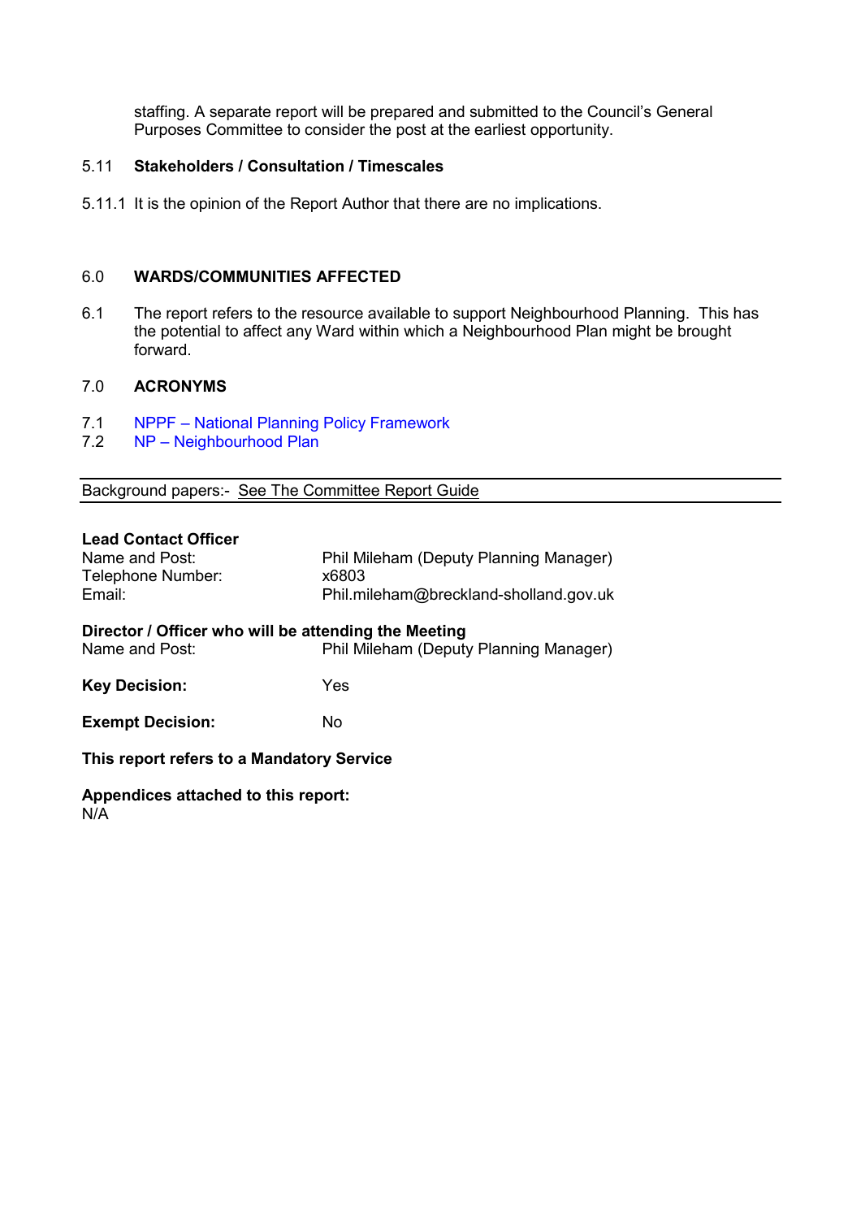staffing. A separate report will be prepared and submitted to the Council's General Purposes Committee to consider the post at the earliest opportunity.

5.11 **Stakeholders / Consultation / Timescales**

5.11.1 It is the opinion of the Report Author that there are no implications.

## 6.0 WARDS/COMMUNITIES AFFECTED

6.1 The report refers to the resource available to support Neighbourhood Planning. This has the potential to affect any Ward within which a Neighbourhood Plan might be brought forward.

## 7.0 ACRONYMS

7.1 NPPF – National Planning Policy Framework
7.2 NP – Neighbourhood Plan

---

Background papers:- See The Committee Report Guide

---

**Lead Contact Officer**
Name and Post: Phil Mileham (Deputy Planning Manager)
Telephone Number: x6803
Email: Phil.mileham@breckland-sholland.gov.uk

**Director / Officer who will be attending the Meeting**
Name and Post: Phil Mileham (Deputy Planning Manager)

**Key Decision:** Yes

**Exempt Decision:** No

**This report refers to a Mandatory Service**

**Appendices attached to this report:**
N/A